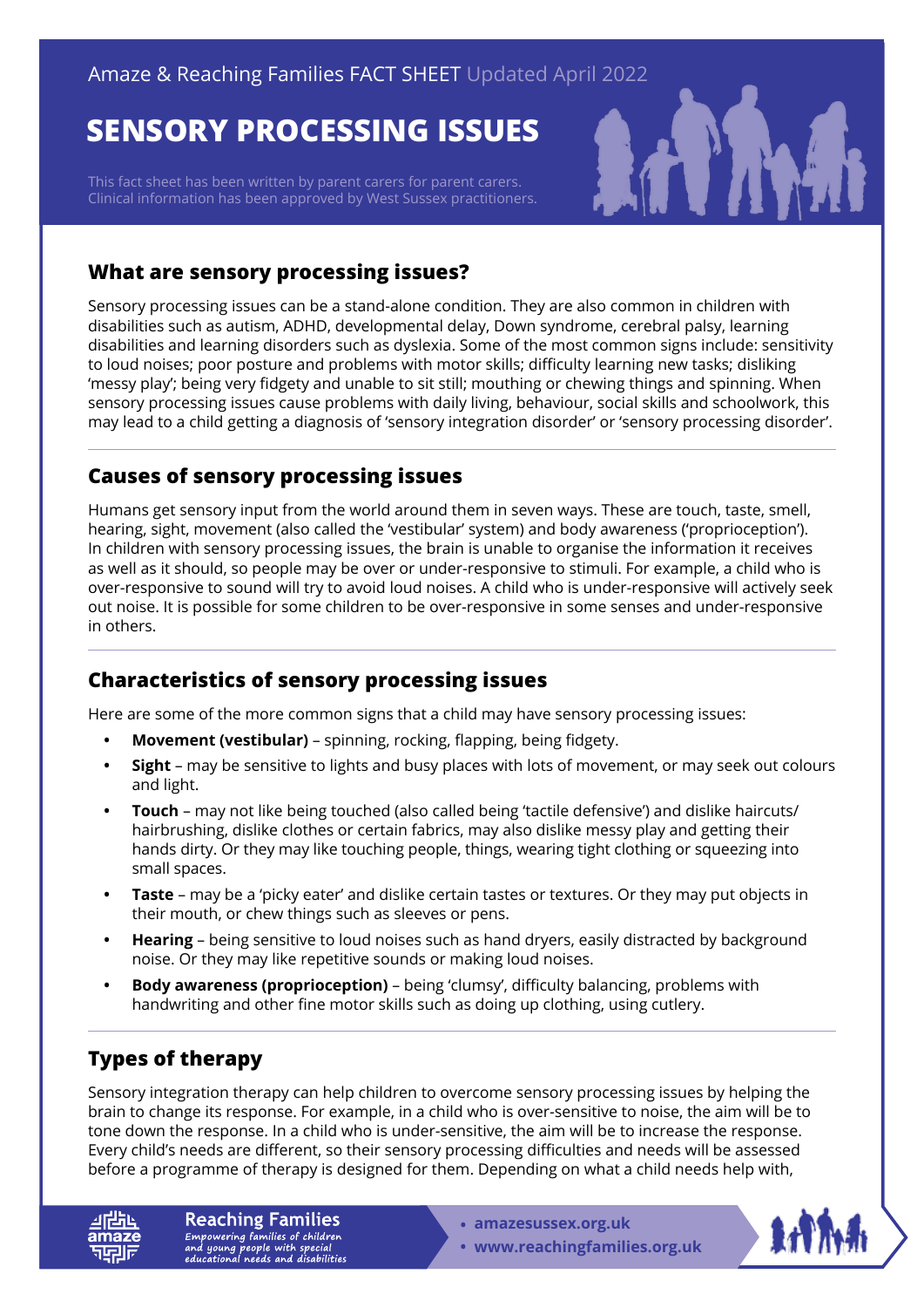Amaze & Reaching Families FACT SHEET Updated April 2022

# SENSORY PROCESSING ISSUES

This fact sheet has been written by parent carers for parent carers.
Clinical information has been approved by West Sussex practitioners.

## What are sensory processing issues?

Sensory processing issues can be a stand-alone condition. They are also common in children with disabilities such as autism, ADHD, developmental delay, Down syndrome, cerebral palsy, learning disabilities and learning disorders such as dyslexia. Some of the most common signs include: sensitivity to loud noises; poor posture and problems with motor skills; difficulty learning new tasks; disliking 'messy play'; being very fidgety and unable to sit still; mouthing or chewing things and spinning. When sensory processing issues cause problems with daily living, behaviour, social skills and schoolwork, this may lead to a child getting a diagnosis of 'sensory integration disorder' or 'sensory processing disorder'.

## Causes of sensory processing issues

Humans get sensory input from the world around them in seven ways. These are touch, taste, smell, hearing, sight, movement (also called the 'vestibular' system) and body awareness ('proprioception'). In children with sensory processing issues, the brain is unable to organise the information it receives as well as it should, so people may be over or under-responsive to stimuli. For example, a child who is over-responsive to sound will try to avoid loud noises. A child who is under-responsive will actively seek out noise. It is possible for some children to be over-responsive in some senses and under-responsive in others.

## Characteristics of sensory processing issues

Here are some of the more common signs that a child may have sensory processing issues:

- **Movement (vestibular)** – spinning, rocking, flapping, being fidgety.
- **Sight** – may be sensitive to lights and busy places with lots of movement, or may seek out colours and light.
- **Touch** – may not like being touched (also called being 'tactile defensive') and dislike haircuts/ hairbrushing, dislike clothes or certain fabrics, may also dislike messy play and getting their hands dirty. Or they may like touching people, things, wearing tight clothing or squeezing into small spaces.
- **Taste** – may be a 'picky eater' and dislike certain tastes or textures. Or they may put objects in their mouth, or chew things such as sleeves or pens.
- **Hearing** – being sensitive to loud noises such as hand dryers, easily distracted by background noise. Or they may like repetitive sounds or making loud noises.
- **Body awareness (proprioception)** – being 'clumsy', difficulty balancing, problems with handwriting and other fine motor skills such as doing up clothing, using cutlery.

## Types of therapy

Sensory integration therapy can help children to overcome sensory processing issues by helping the brain to change its response. For example, in a child who is over-sensitive to noise, the aim will be to tone down the response. In a child who is under-sensitive, the aim will be to increase the response. Every child's needs are different, so their sensory processing difficulties and needs will be assessed before a programme of therapy is designed for them. Depending on what a child needs help with,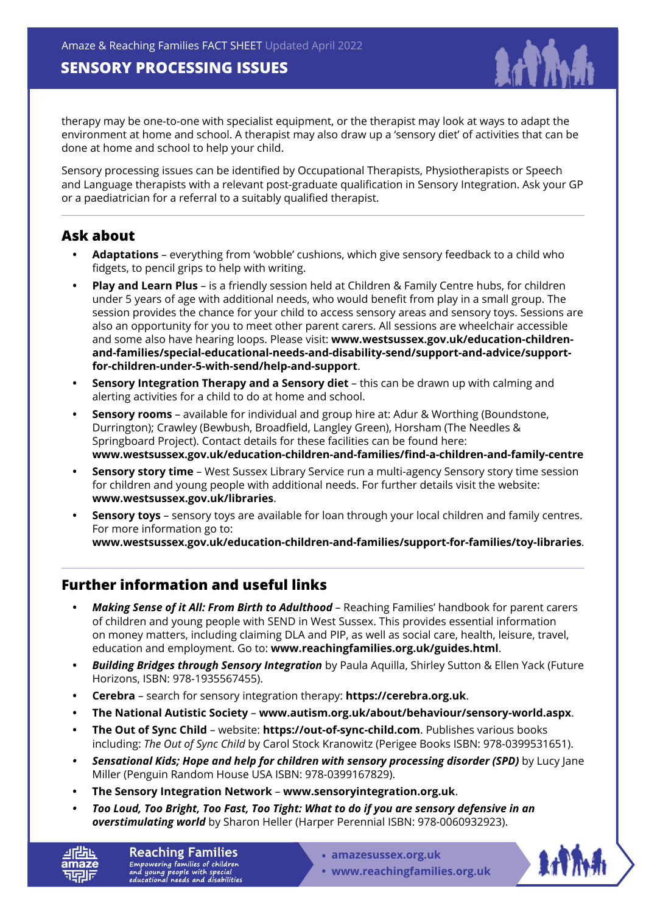therapy may be one-to-one with specialist equipment, or the therapist may look at ways to adapt the environment at home and school. A therapist may also draw up a 'sensory diet' of activities that can be done at home and school to help your child.

Sensory processing issues can be identified by Occupational Therapists, Physiotherapists or Speech and Language therapists with a relevant post-graduate qualification in Sensory Integration. Ask your GP or a paediatrician for a referral to a suitably qualified therapist.

## Ask about

- **Adaptations** – everything from 'wobble' cushions, which give sensory feedback to a child who fidgets, to pencil grips to help with writing.
- **Play and Learn Plus** – is a friendly session held at Children & Family Centre hubs, for children under 5 years of age with additional needs, who would benefit from play in a small group. The session provides the chance for your child to access sensory areas and sensory toys. Sessions are also an opportunity for you to meet other parent carers. All sessions are wheelchair accessible and some also have hearing loops. Please visit: **www.westsussex.gov.uk/education-children-and-families/special-educational-needs-and-disability-send/support-and-advice/support-for-children-under-5-with-send/help-and-support**.
- **Sensory Integration Therapy and a Sensory diet** – this can be drawn up with calming and alerting activities for a child to do at home and school.
- **Sensory rooms** – available for individual and group hire at: Adur & Worthing (Boundstone, Durrington); Crawley (Bewbush, Broadfield, Langley Green), Horsham (The Needles & Springboard Project). Contact details for these facilities can be found here: **www.westsussex.gov.uk/education-children-and-families/find-a-children-and-family-centre**
- **Sensory story time** – West Sussex Library Service run a multi-agency Sensory story time session for children and young people with additional needs. For further details visit the website: **www.westsussex.gov.uk/libraries**.
- **Sensory toys** – sensory toys are available for loan through your local children and family centres. For more information go to: **www.westsussex.gov.uk/education-children-and-families/support-for-families/toy-libraries**.

## Further information and useful links

- ***Making Sense of it All: From Birth to Adulthood*** – Reaching Families' handbook for parent carers of children and young people with SEND in West Sussex. This provides essential information on money matters, including claiming DLA and PIP, as well as social care, health, leisure, travel, education and employment. Go to: **www.reachingfamilies.org.uk/guides.html**.
- ***Building Bridges through Sensory Integration*** by Paula Aquilla, Shirley Sutton & Ellen Yack (Future Horizons, ISBN: 978-1935567455).
- **Cerebra** – search for sensory integration therapy: **https://cerebra.org.uk**.
- **The National Autistic Society** – **www.autism.org.uk/about/behaviour/sensory-world.aspx**.
- **The Out of Sync Child** – website: **https://out-of-sync-child.com**. Publishes various books including: *The Out of Sync Child* by Carol Stock Kranowitz (Perigee Books ISBN: 978-0399531651).
- ***Sensational Kids; Hope and help for children with sensory processing disorder (SPD)*** by Lucy Jane Miller (Penguin Random House USA ISBN: 978-0399167829).
- **The Sensory Integration Network** – **www.sensoryintegration.org.uk**.
- ***Too Loud, Too Bright, Too Fast, Too Tight: What to do if you are sensory defensive in an overstimulating world*** by Sharon Heller (Harper Perennial ISBN: 978-0060932923).